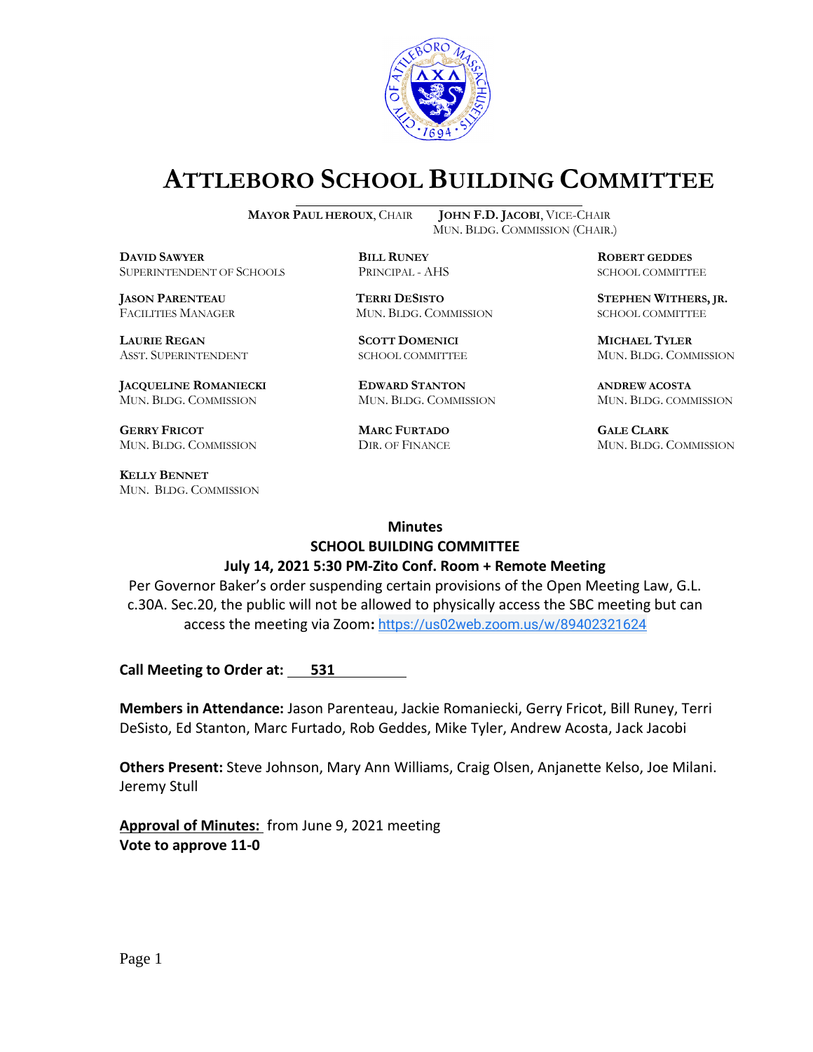# ATTLEBORO SCHOOL BUILDING COMMITTEE

**MAYOR PAUL HEROUX**, CHAIR  **JOHN F.D. JACOBI**, VICE-CHAIR
MUN. BLDG. COMMISSION (CHAIR.)

**DAVID SAWYER**
SUPERINTENDENT OF SCHOOLS

**BILL RUNEY**
PRINCIPAL - AHS

**ROBERT GEDDES**
SCHOOL COMMITTEE

**JASON PARENTEAU**
FACILITIES MANAGER

**TERRI DESISTO**
MUN. BLDG. COMMISSION

**STEPHEN WITHERS, JR.**
SCHOOL COMMITTEE

**LAURIE REGAN**
ASST. SUPERINTENDENT

**SCOTT DOMENICI**
SCHOOL COMMITTEE

**MICHAEL TYLER**
MUN. BLDG. COMMISSION

**JACQUELINE ROMANIECKI**
MUN. BLDG. COMMISSION

**EDWARD STANTON**
MUN. BLDG. COMMISSION

**ANDREW ACOSTA**
MUN. BLDG. COMMISSION

**GERRY FRICOT**
MUN. BLDG. COMMISSION

**MARC FURTADO**
DIR. OF FINANCE

**GALE CLARK**
MUN. BLDG. COMMISSION

**KELLY BENNET**
MUN. BLDG. COMMISSION

**Minutes**
**SCHOOL BUILDING COMMITTEE**
**July 14, 2021 5:30 PM-Zito Conf. Room + Remote Meeting**

Per Governor Baker's order suspending certain provisions of the Open Meeting Law, G.L. c.30A. Sec.20, the public will not be allowed to physically access the SBC meeting but can access the meeting via Zoom: https://us02web.zoom.us/w/89402321624

**Call Meeting to Order at:** 531

**Members in Attendance:** Jason Parenteau, Jackie Romaniecki, Gerry Fricot, Bill Runey, Terri DeSisto, Ed Stanton, Marc Furtado, Rob Geddes, Mike Tyler, Andrew Acosta, Jack Jacobi

**Others Present:** Steve Johnson, Mary Ann Williams, Craig Olsen, Anjanette Kelso, Joe Milani. Jeremy Stull

**Approval of Minutes:** from June 9, 2021 meeting
**Vote to approve 11-0**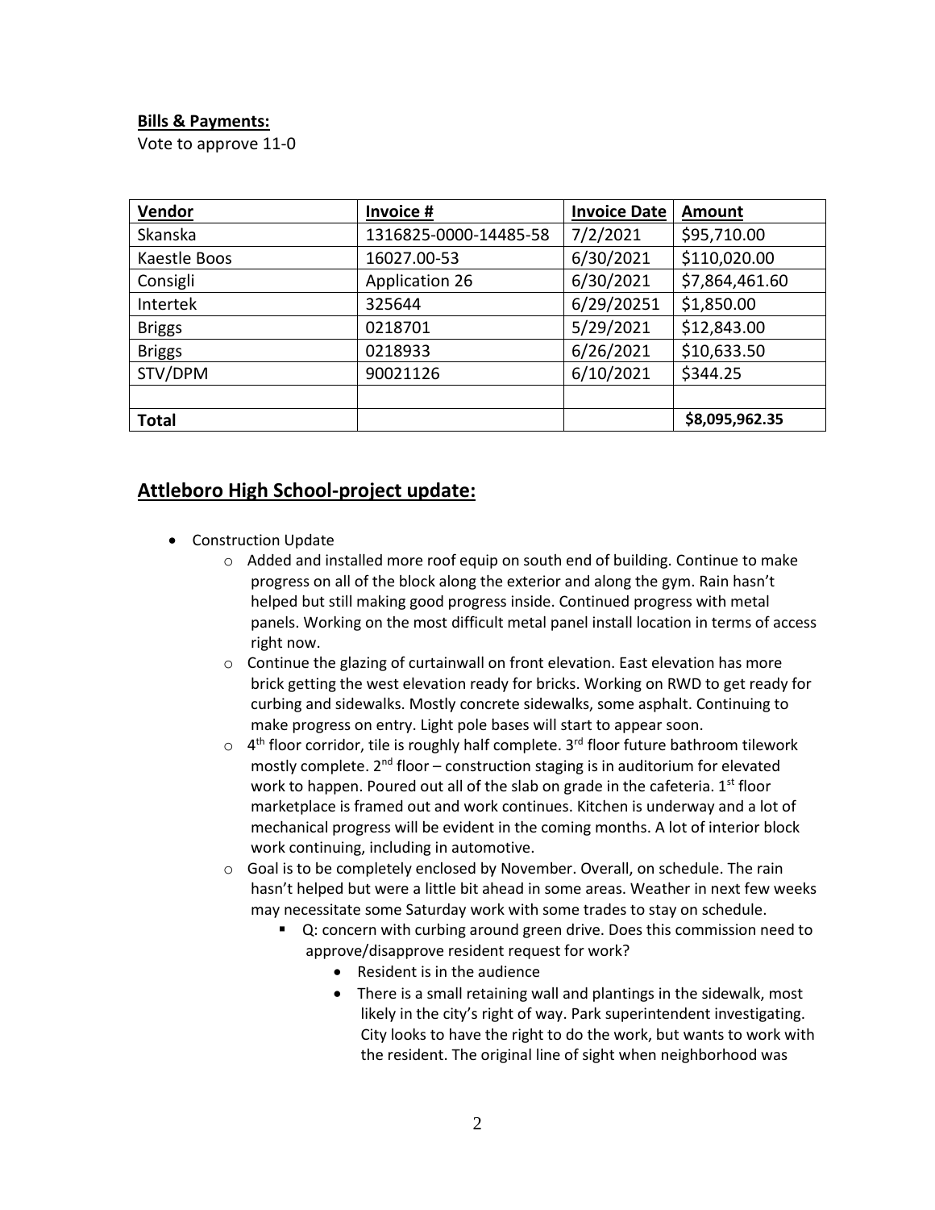**Bills & Payments:**

Vote to approve 11-0

| Vendor | Invoice # | Invoice Date | Amount |
|---|---|---|---|
| Skanska | 1316825-0000-14485-58 | 7/2/2021 | $95,710.00 |
| Kaestle Boos | 16027.00-53 | 6/30/2021 | $110,020.00 |
| Consigli | Application 26 | 6/30/2021 | $7,864,461.60 |
| Intertek | 325644 | 6/29/20251 | $1,850.00 |
| Briggs | 0218701 | 5/29/2021 | $12,843.00 |
| Briggs | 0218933 | 6/26/2021 | $10,633.50 |
| STV/DPM | 90021126 | 6/10/2021 | $344.25 |
| | | | |
| **Total** | | | **$8,095,962.35** |

## Attleboro High School-project update:

- Construction Update
  - Added and installed more roof equip on south end of building. Continue to make progress on all of the block along the exterior and along the gym. Rain hasn't helped but still making good progress inside. Continued progress with metal panels. Working on the most difficult metal panel install location in terms of access right now.
  - Continue the glazing of curtainwall on front elevation. East elevation has more brick getting the west elevation ready for bricks. Working on RWD to get ready for curbing and sidewalks. Mostly concrete sidewalks, some asphalt. Continuing to make progress on entry. Light pole bases will start to appear soon.
  - 4th floor corridor, tile is roughly half complete. 3rd floor future bathroom tilework mostly complete. 2nd floor – construction staging is in auditorium for elevated work to happen. Poured out all of the slab on grade in the cafeteria. 1st floor marketplace is framed out and work continues. Kitchen is underway and a lot of mechanical progress will be evident in the coming months. A lot of interior block work continuing, including in automotive.
  - Goal is to be completely enclosed by November. Overall, on schedule. The rain hasn't helped but were a little bit ahead in some areas. Weather in next few weeks may necessitate some Saturday work with some trades to stay on schedule.
    - Q: concern with curbing around green drive. Does this commission need to approve/disapprove resident request for work?
      - Resident is in the audience
      - There is a small retaining wall and plantings in the sidewalk, most likely in the city's right of way. Park superintendent investigating. City looks to have the right to do the work, but wants to work with the resident. The original line of sight when neighborhood was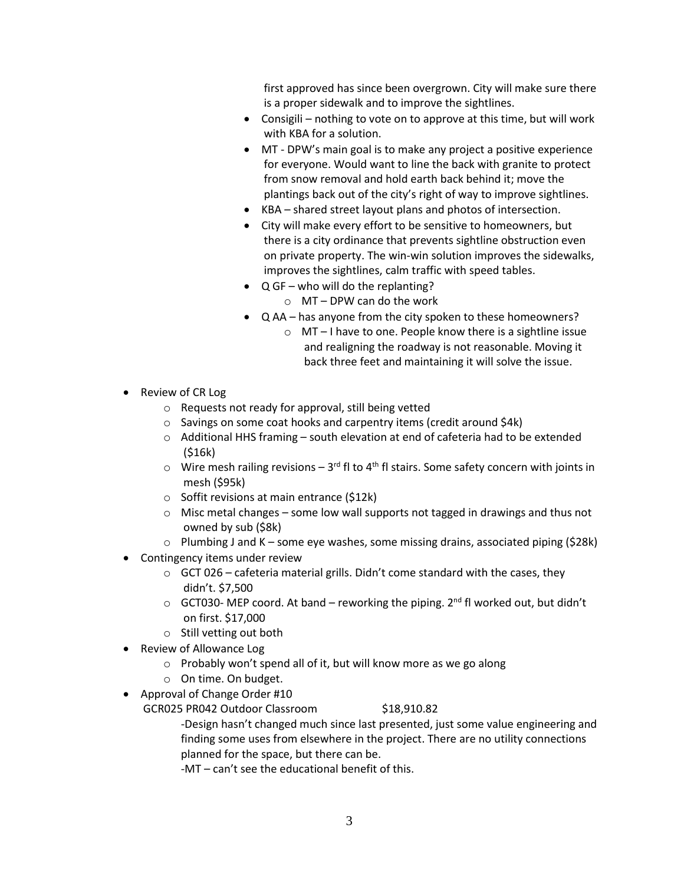first approved has since been overgrown. City will make sure there is a proper sidewalk and to improve the sightlines.

- Consigili – nothing to vote on to approve at this time, but will work with KBA for a solution.
- MT - DPW's main goal is to make any project a positive experience for everyone. Would want to line the back with granite to protect from snow removal and hold earth back behind it; move the plantings back out of the city's right of way to improve sightlines.
- KBA – shared street layout plans and photos of intersection.
- City will make every effort to be sensitive to homeowners, but there is a city ordinance that prevents sightline obstruction even on private property. The win-win solution improves the sidewalks, improves the sightlines, calm traffic with speed tables.
- Q GF – who will do the replanting?
  - MT – DPW can do the work
- Q AA – has anyone from the city spoken to these homeowners?
  - MT – I have to one. People know there is a sightline issue and realigning the roadway is not reasonable. Moving it back three feet and maintaining it will solve the issue.

- Review of CR Log
  - Requests not ready for approval, still being vetted
  - Savings on some coat hooks and carpentry items (credit around $4k)
  - Additional HHS framing – south elevation at end of cafeteria had to be extended ($16k)
  - Wire mesh railing revisions – 3rd fl to 4th fl stairs. Some safety concern with joints in mesh ($95k)
  - Soffit revisions at main entrance ($12k)
  - Misc metal changes – some low wall supports not tagged in drawings and thus not owned by sub ($8k)
  - Plumbing J and K – some eye washes, some missing drains, associated piping ($28k)
- Contingency items under review
  - GCT 026 – cafeteria material grills. Didn't come standard with the cases, they didn't. $7,500
  - GCT030- MEP coord. At band – reworking the piping. 2nd fl worked out, but didn't on first. $17,000
  - Still vetting out both
- Review of Allowance Log
  - Probably won't spend all of it, but will know more as we go along
  - On time. On budget.
- Approval of Change Order #10

  GCR025 PR042 Outdoor Classroom $18,910.82

  -Design hasn't changed much since last presented, just some value engineering and finding some uses from elsewhere in the project. There are no utility connections planned for the space, but there can be.

  -MT – can't see the educational benefit of this.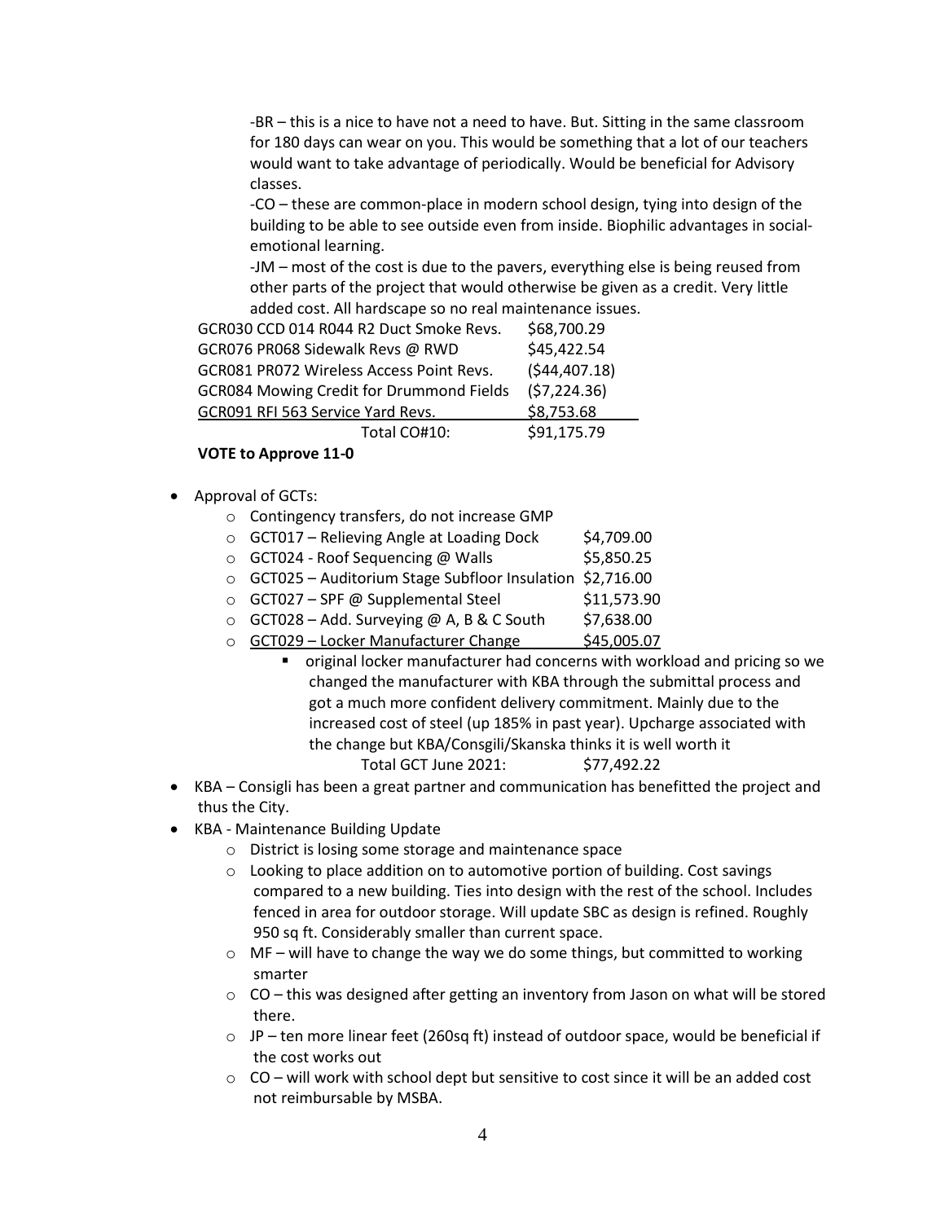-BR – this is a nice to have not a need to have. But. Sitting in the same classroom for 180 days can wear on you. This would be something that a lot of our teachers would want to take advantage of periodically. Would be beneficial for Advisory classes.

-CO – these are common-place in modern school design, tying into design of the building to be able to see outside even from inside. Biophilic advantages in social-emotional learning.

-JM – most of the cost is due to the pavers, everything else is being reused from other parts of the project that would otherwise be given as a credit. Very little added cost. All hardscape so no real maintenance issues.

| | |
|---|---|
| GCR030 CCD 014 R044 R2 Duct Smoke Revs. | $68,700.29 |
| GCR076 PR068 Sidewalk Revs @ RWD | $45,422.54 |
| GCR081 PR072 Wireless Access Point Revs. | ($44,407.18) |
| GCR084 Mowing Credit for Drummond Fields | ($7,224.36) |
| GCR091 RFI 563 Service Yard Revs. | $8,753.68 |
| Total CO#10: | $91,175.79 |

**VOTE to Approve 11-0**

- Approval of GCTs:
  - Contingency transfers, do not increase GMP
  - GCT017 – Relieving Angle at Loading Dock $4,709.00
  - GCT024 - Roof Sequencing @ Walls $5,850.25
  - GCT025 – Auditorium Stage Subfloor Insulation $2,716.00
  - GCT027 – SPF @ Supplemental Steel $11,573.90
  - GCT028 – Add. Surveying @ A, B & C South $7,638.00
  - GCT029 – Locker Manufacturer Change $45,005.07
    - original locker manufacturer had concerns with workload and pricing so we changed the manufacturer with KBA through the submittal process and got a much more confident delivery commitment. Mainly due to the increased cost of steel (up 185% in past year). Upcharge associated with the change but KBA/Consgili/Skanska thinks it is well worth it

      Total GCT June 2021: $77,492.22
- KBA – Consigli has been a great partner and communication has benefitted the project and thus the City.
- KBA - Maintenance Building Update
  - District is losing some storage and maintenance space
  - Looking to place addition on to automotive portion of building. Cost savings compared to a new building. Ties into design with the rest of the school. Includes fenced in area for outdoor storage. Will update SBC as design is refined. Roughly 950 sq ft. Considerably smaller than current space.
  - MF – will have to change the way we do some things, but committed to working smarter
  - CO – this was designed after getting an inventory from Jason on what will be stored there.
  - JP – ten more linear feet (260sq ft) instead of outdoor space, would be beneficial if the cost works out
  - CO – will work with school dept but sensitive to cost since it will be an added cost not reimbursable by MSBA.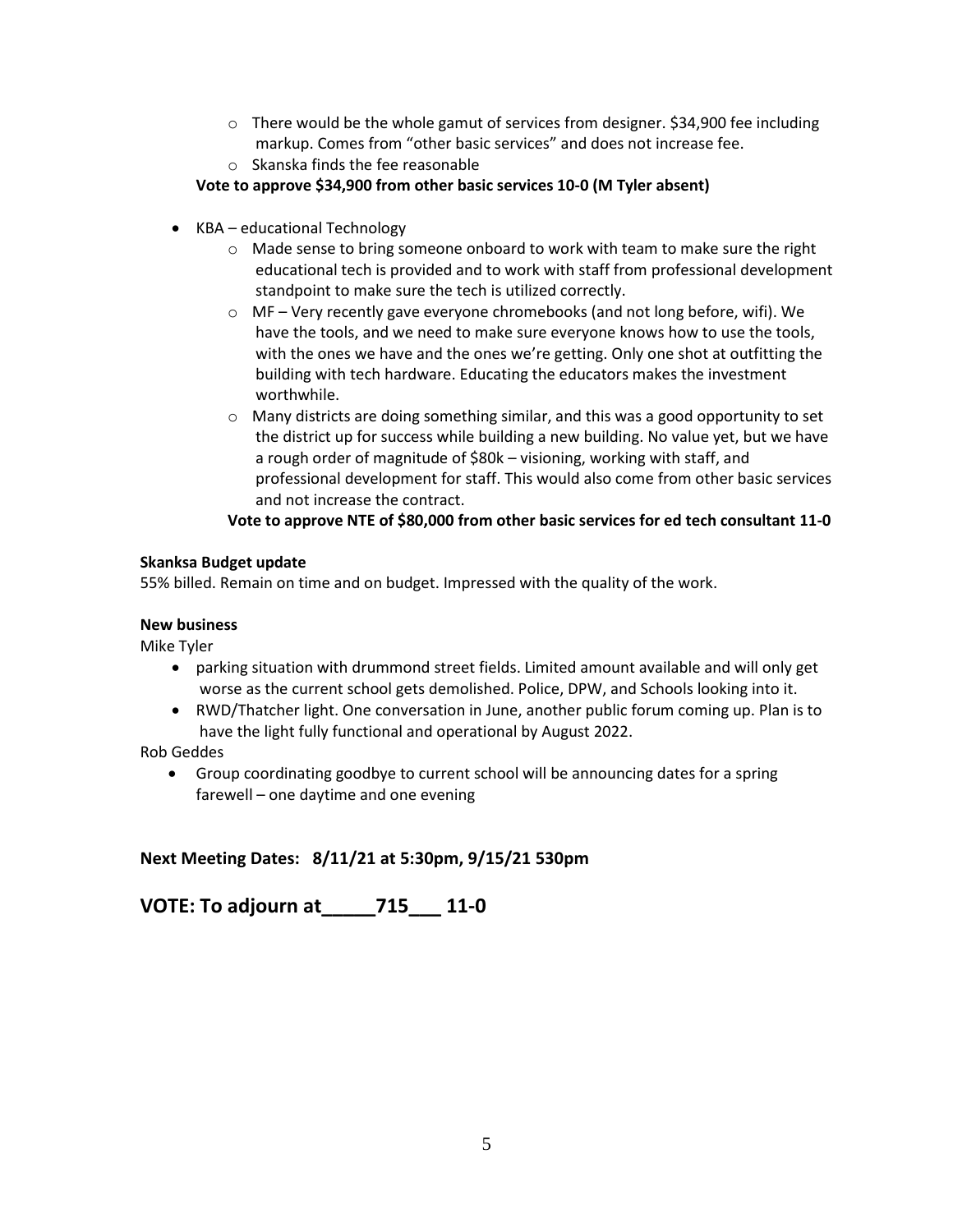- There would be the whole gamut of services from designer. $34,900 fee including markup. Comes from "other basic services" and does not increase fee.
  - Skanska finds the fee reasonable

  **Vote to approve $34,900 from other basic services 10-0 (M Tyler absent)**

- KBA – educational Technology
  - Made sense to bring someone onboard to work with team to make sure the right educational tech is provided and to work with staff from professional development standpoint to make sure the tech is utilized correctly.
  - MF – Very recently gave everyone chromebooks (and not long before, wifi). We have the tools, and we need to make sure everyone knows how to use the tools, with the ones we have and the ones we're getting. Only one shot at outfitting the building with tech hardware. Educating the educators makes the investment worthwhile.
  - Many districts are doing something similar, and this was a good opportunity to set the district up for success while building a new building. No value yet, but we have a rough order of magnitude of $80k – visioning, working with staff, and professional development for staff. This would also come from other basic services and not increase the contract.

  **Vote to approve NTE of $80,000 from other basic services for ed tech consultant 11-0**

**Skanksa Budget update**

55% billed. Remain on time and on budget. Impressed with the quality of the work.

**New business**

Mike Tyler

- parking situation with drummond street fields. Limited amount available and will only get worse as the current school gets demolished. Police, DPW, and Schools looking into it.
- RWD/Thatcher light. One conversation in June, another public forum coming up. Plan is to have the light fully functional and operational by August 2022.

Rob Geddes

- Group coordinating goodbye to current school will be announcing dates for a spring farewell – one daytime and one evening

## Next Meeting Dates: 8/11/21 at 5:30pm, 9/15/21 530pm

# VOTE: To adjourn at_____715___ 11-0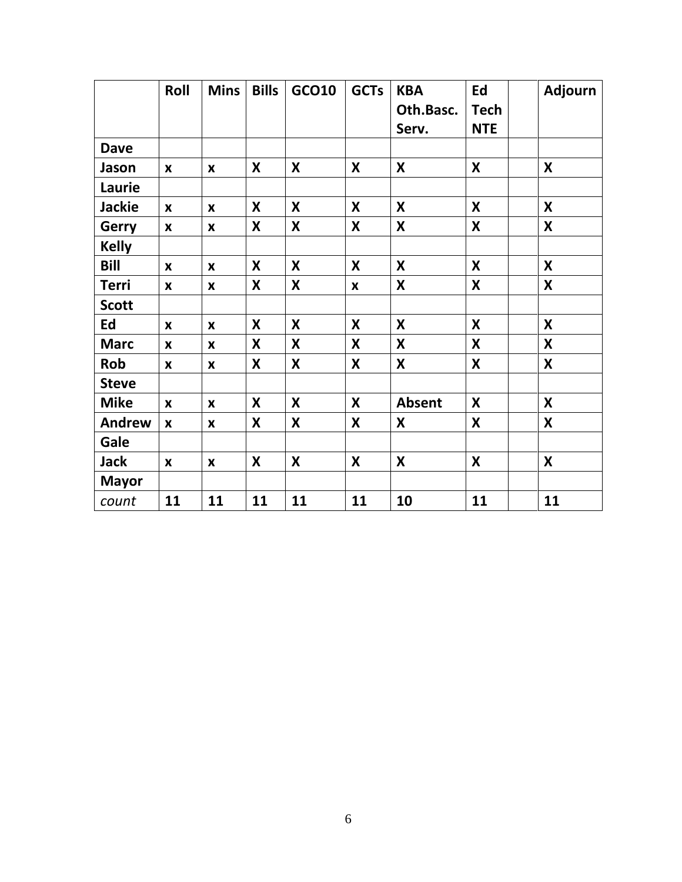| | Roll | Mins | Bills | GCO10 | GCTs | KBA Oth.Basc. Serv. | Ed Tech NTE | | Adjourn |
|---|---|---|---|---|---|---|---|---|---|
| **Dave** | | | | | | | | | |
| **Jason** | x | x | X | X | X | X | X | | X |
| **Laurie** | | | | | | | | | |
| **Jackie** | x | x | X | X | X | X | X | | X |
| **Gerry** | x | x | X | X | X | X | X | | X |
| **Kelly** | | | | | | | | | |
| **Bill** | x | x | X | X | X | X | X | | X |
| **Terri** | x | x | X | X | x | X | X | | X |
| **Scott** | | | | | | | | | |
| **Ed** | x | x | X | X | X | X | X | | X |
| **Marc** | x | x | X | X | X | X | X | | X |
| **Rob** | x | x | X | X | X | X | X | | X |
| **Steve** | | | | | | | | | |
| **Mike** | x | x | X | X | X | Absent | X | | X |
| **Andrew** | x | x | X | X | X | X | X | | X |
| **Gale** | | | | | | | | | |
| **Jack** | x | x | X | X | X | X | X | | X |
| **Mayor** | | | | | | | | | |
| *count* | 11 | 11 | 11 | 11 | 11 | 10 | 11 | | 11 |